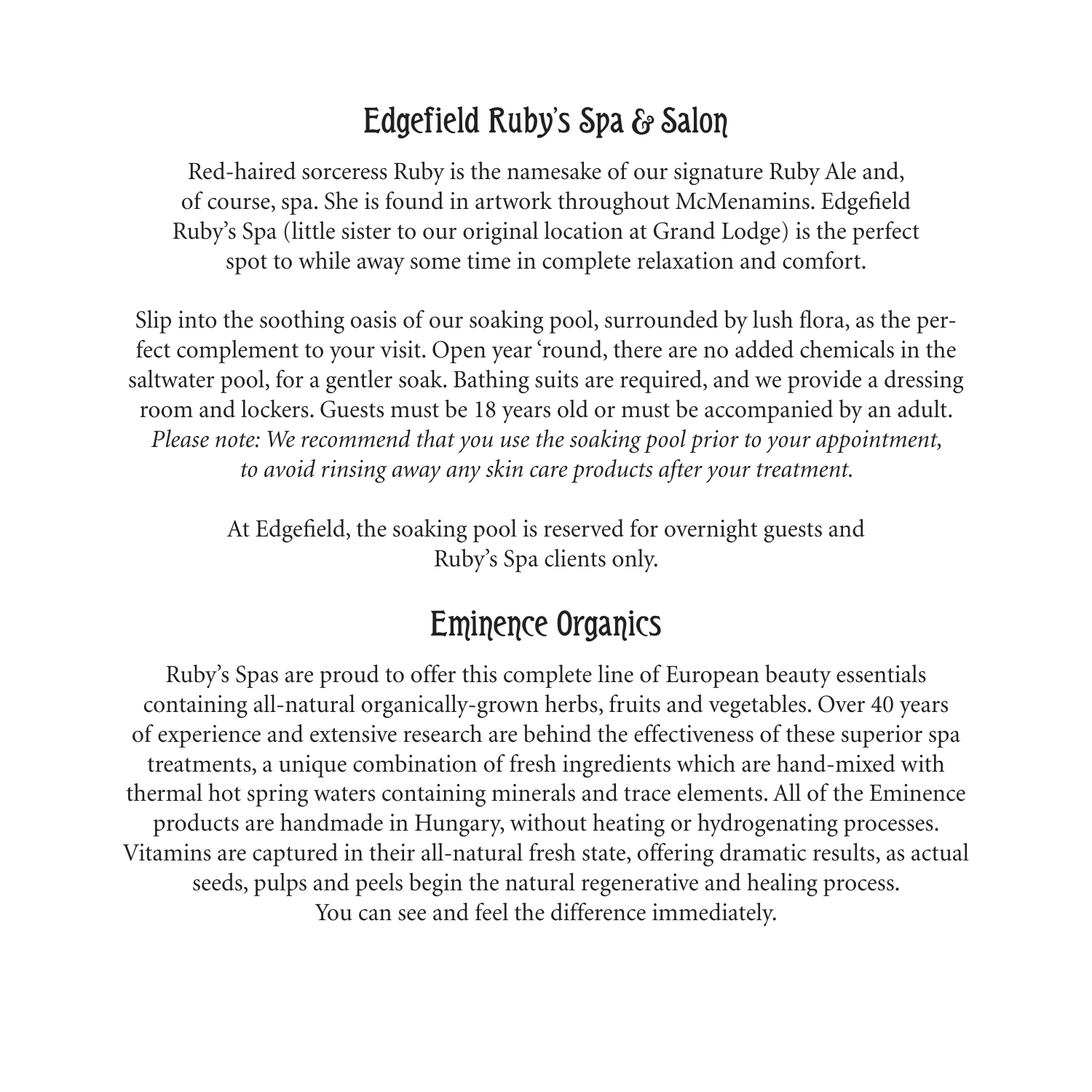## Edgefield Ruby's Spa & Salon

Red-haired sorceress Ruby is the namesake of our signature Ruby Ale and, of course, spa. She is found in artwork throughout McMenamins. Edgefield Ruby's Spa (little sister to our original location at Grand Lodge) is the perfect spot to while away some time in complete relaxation and comfort.

Slip into the soothing oasis of our soaking pool, surrounded by lush flora, as the perfect complement to your visit. Open year 'round, there are no added chemicals in the saltwater pool, for a gentler soak. Bathing suits are required, and we provide a dressing room and lockers. Guests must be 18 years old or must be accompanied by an adult. *Please note: We recommend that you use the soaking pool prior to your appointment, to avoid rinsing away any skin care products after your treatment.*

At Edgefield, the soaking pool is reserved for overnight guests and Ruby's Spa clients only.

## Eminence Organics

Ruby's Spas are proud to offer this complete line of European beauty essentials containing all-natural organically-grown herbs, fruits and vegetables. Over 40 years of experience and extensive research are behind the effectiveness of these superior spa treatments, a unique combination of fresh ingredients which are hand-mixed with thermal hot spring waters containing minerals and trace elements. All of the Eminence products are handmade in Hungary, without heating or hydrogenating processes. Vitamins are captured in their all-natural fresh state, offering dramatic results, as actual seeds, pulps and peels begin the natural regenerative and healing process. You can see and feel the difference immediately.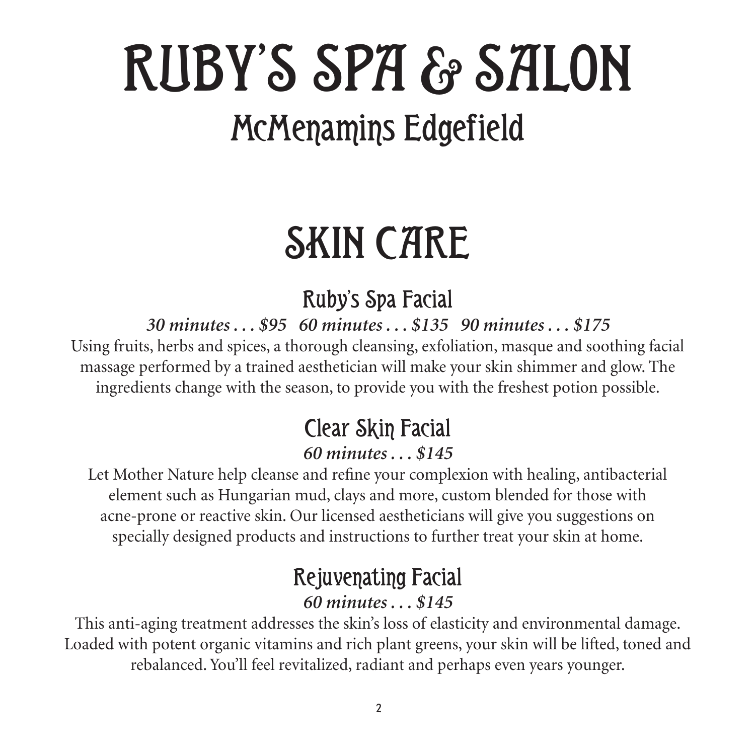# RUBY'S SPA & SALON

## McMenamins Edgefield

# SKIN CARE

### Ruby's Spa Facial

***30 minutes . . . $95   60 minutes . . . $135   90 minutes . . . $175***

Using fruits, herbs and spices, a thorough cleansing, exfoliation, masque and soothing facial massage performed by a trained aesthetician will make your skin shimmer and glow. The ingredients change with the season, to provide you with the freshest potion possible.

### Clear Skin Facial

***60 minutes . . . $145***

Let Mother Nature help cleanse and refine your complexion with healing, antibacterial element such as Hungarian mud, clays and more, custom blended for those with acne-prone or reactive skin. Our licensed aestheticians will give you suggestions on specially designed products and instructions to further treat your skin at home.

### Rejuvenating Facial

***60 minutes . . . $145***

This anti-aging treatment addresses the skin's loss of elasticity and environmental damage. Loaded with potent organic vitamins and rich plant greens, your skin will be lifted, toned and rebalanced. You'll feel revitalized, radiant and perhaps even years younger.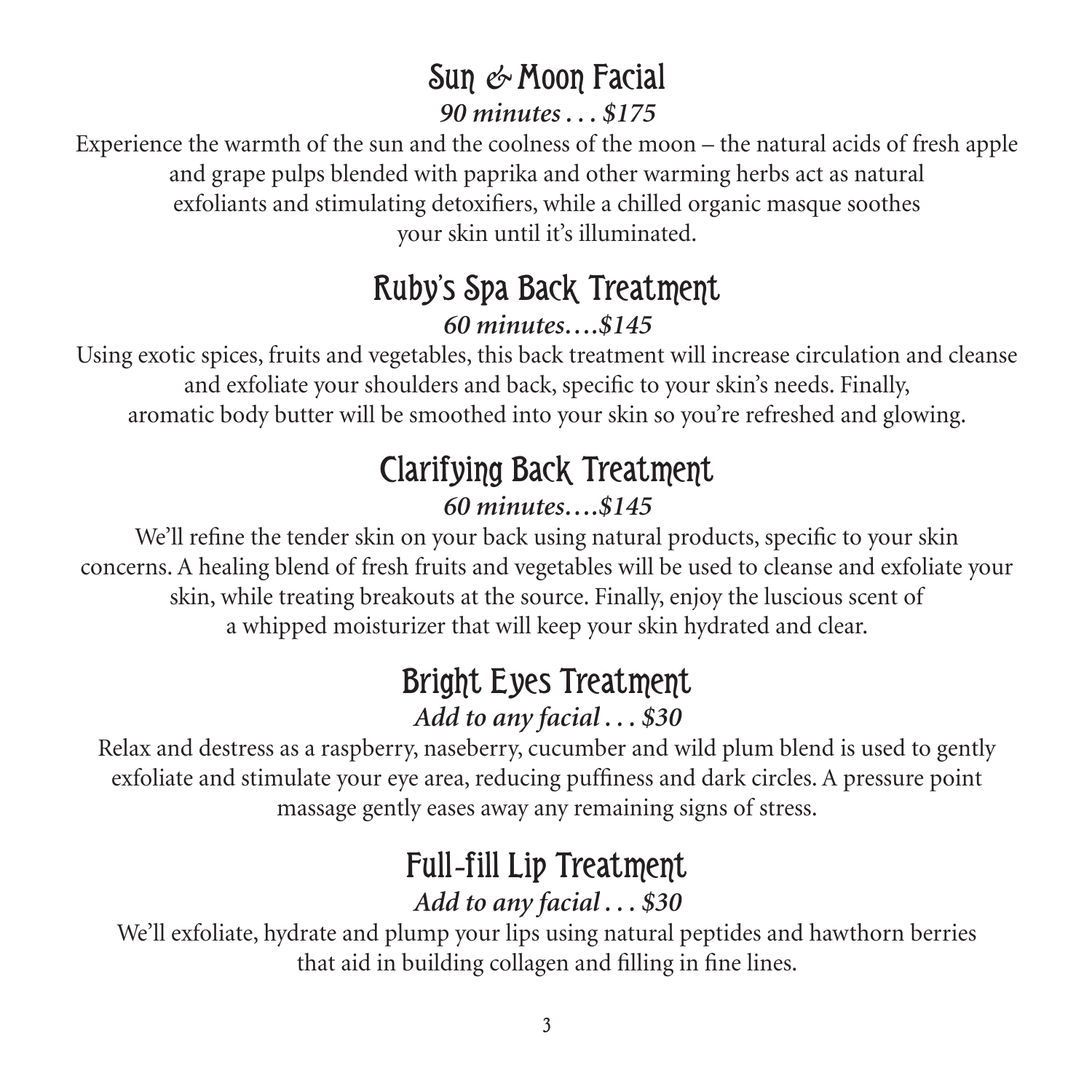## Sun & Moon Facial

***90 minutes . . . $175***

Experience the warmth of the sun and the coolness of the moon – the natural acids of fresh apple and grape pulps blended with paprika and other warming herbs act as natural exfoliants and stimulating detoxifiers, while a chilled organic masque soothes your skin until it's illuminated.

## Ruby's Spa Back Treatment

***60 minutes….$145***

Using exotic spices, fruits and vegetables, this back treatment will increase circulation and cleanse and exfoliate your shoulders and back, specific to your skin's needs. Finally, aromatic body butter will be smoothed into your skin so you're refreshed and glowing.

## Clarifying Back Treatment

***60 minutes….$145***

We'll refine the tender skin on your back using natural products, specific to your skin concerns. A healing blend of fresh fruits and vegetables will be used to cleanse and exfoliate your skin, while treating breakouts at the source. Finally, enjoy the luscious scent of a whipped moisturizer that will keep your skin hydrated and clear.

## Bright Eyes Treatment

***Add to any facial . . . $30***

Relax and destress as a raspberry, naseberry, cucumber and wild plum blend is used to gently exfoliate and stimulate your eye area, reducing puffiness and dark circles. A pressure point massage gently eases away any remaining signs of stress.

## Full-fill Lip Treatment

***Add to any facial . . . $30***

We'll exfoliate, hydrate and plump your lips using natural peptides and hawthorn berries that aid in building collagen and filling in fine lines.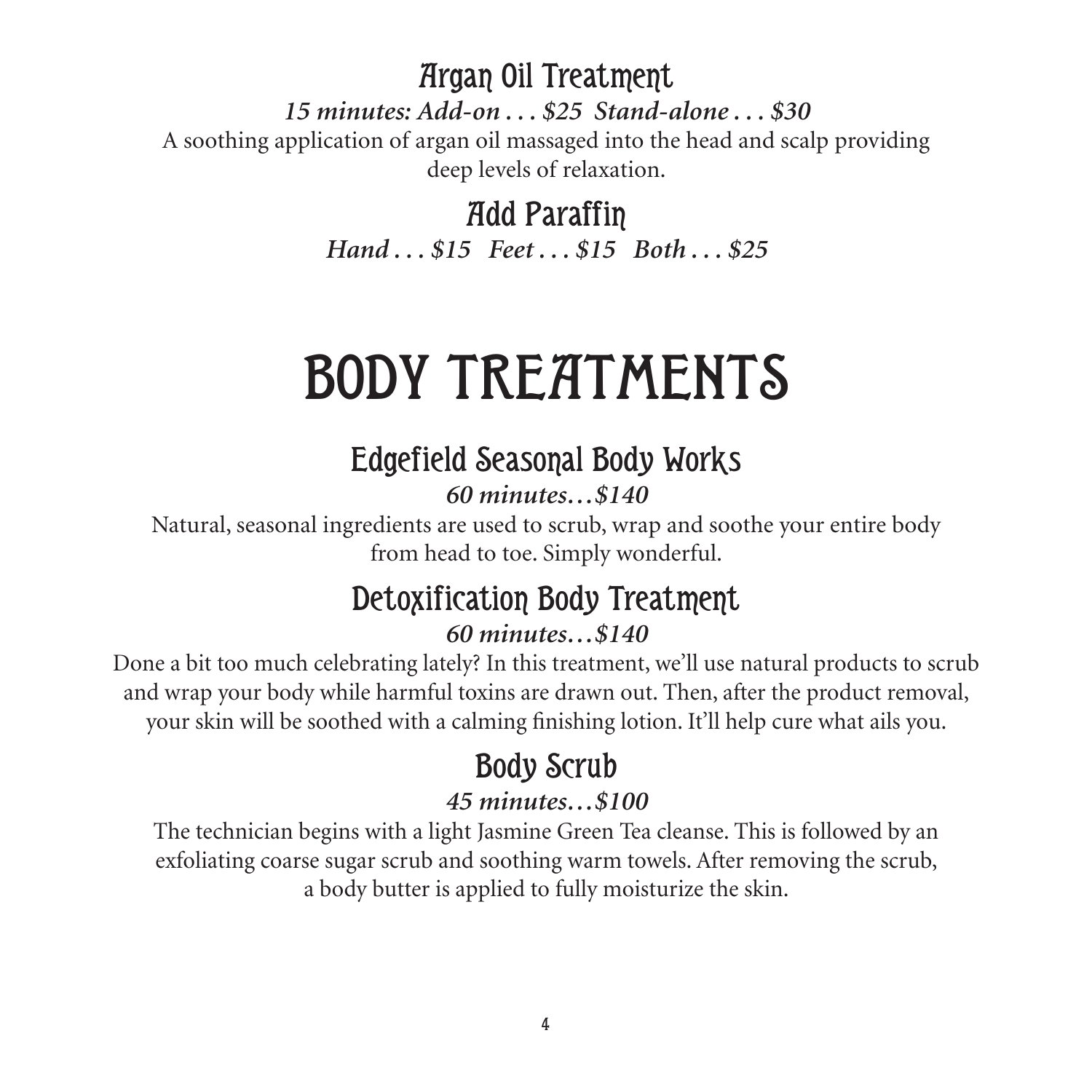### Argan Oil Treatment

***15 minutes: Add-on . . . $25  Stand-alone . . . $30***

A soothing application of argan oil massaged into the head and scalp providing deep levels of relaxation.

### Add Paraffin

***Hand . . . $15   Feet . . . $15   Both . . . $25***

# BODY TREATMENTS

### Edgefield Seasonal Body Works

***60 minutes…$140***

Natural, seasonal ingredients are used to scrub, wrap and soothe your entire body from head to toe. Simply wonderful.

### Detoxification Body Treatment

***60 minutes…$140***

Done a bit too much celebrating lately? In this treatment, we'll use natural products to scrub and wrap your body while harmful toxins are drawn out. Then, after the product removal, your skin will be soothed with a calming finishing lotion. It'll help cure what ails you.

### Body Scrub

***45 minutes…$100***

The technician begins with a light Jasmine Green Tea cleanse. This is followed by an exfoliating coarse sugar scrub and soothing warm towels. After removing the scrub, a body butter is applied to fully moisturize the skin.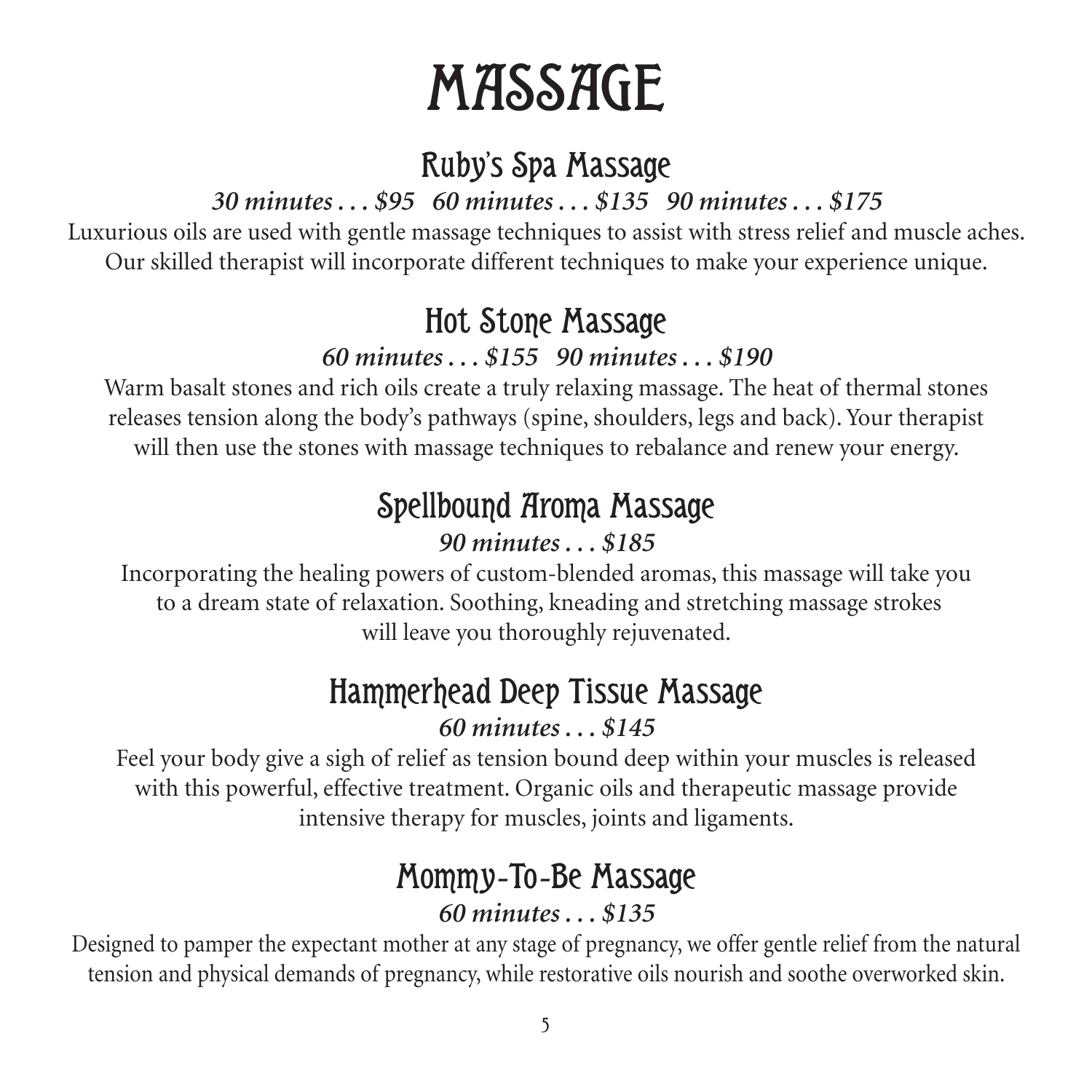# MASSAGE

## Ruby's Spa Massage

***30 minutes . . . $95   60 minutes . . . $135   90 minutes . . . $175***

Luxurious oils are used with gentle massage techniques to assist with stress relief and muscle aches. Our skilled therapist will incorporate different techniques to make your experience unique.

## Hot Stone Massage

***60 minutes . . . $155   90 minutes . . . $190***

Warm basalt stones and rich oils create a truly relaxing massage. The heat of thermal stones releases tension along the body's pathways (spine, shoulders, legs and back). Your therapist will then use the stones with massage techniques to rebalance and renew your energy.

## Spellbound Aroma Massage

***90 minutes . . . $185***

Incorporating the healing powers of custom-blended aromas, this massage will take you to a dream state of relaxation. Soothing, kneading and stretching massage strokes will leave you thoroughly rejuvenated.

## Hammerhead Deep Tissue Massage

***60 minutes . . . $145***

Feel your body give a sigh of relief as tension bound deep within your muscles is released with this powerful, effective treatment. Organic oils and therapeutic massage provide intensive therapy for muscles, joints and ligaments.

## Mommy-To-Be Massage

***60 minutes . . . $135***

Designed to pamper the expectant mother at any stage of pregnancy, we offer gentle relief from the natural tension and physical demands of pregnancy, while restorative oils nourish and soothe overworked skin.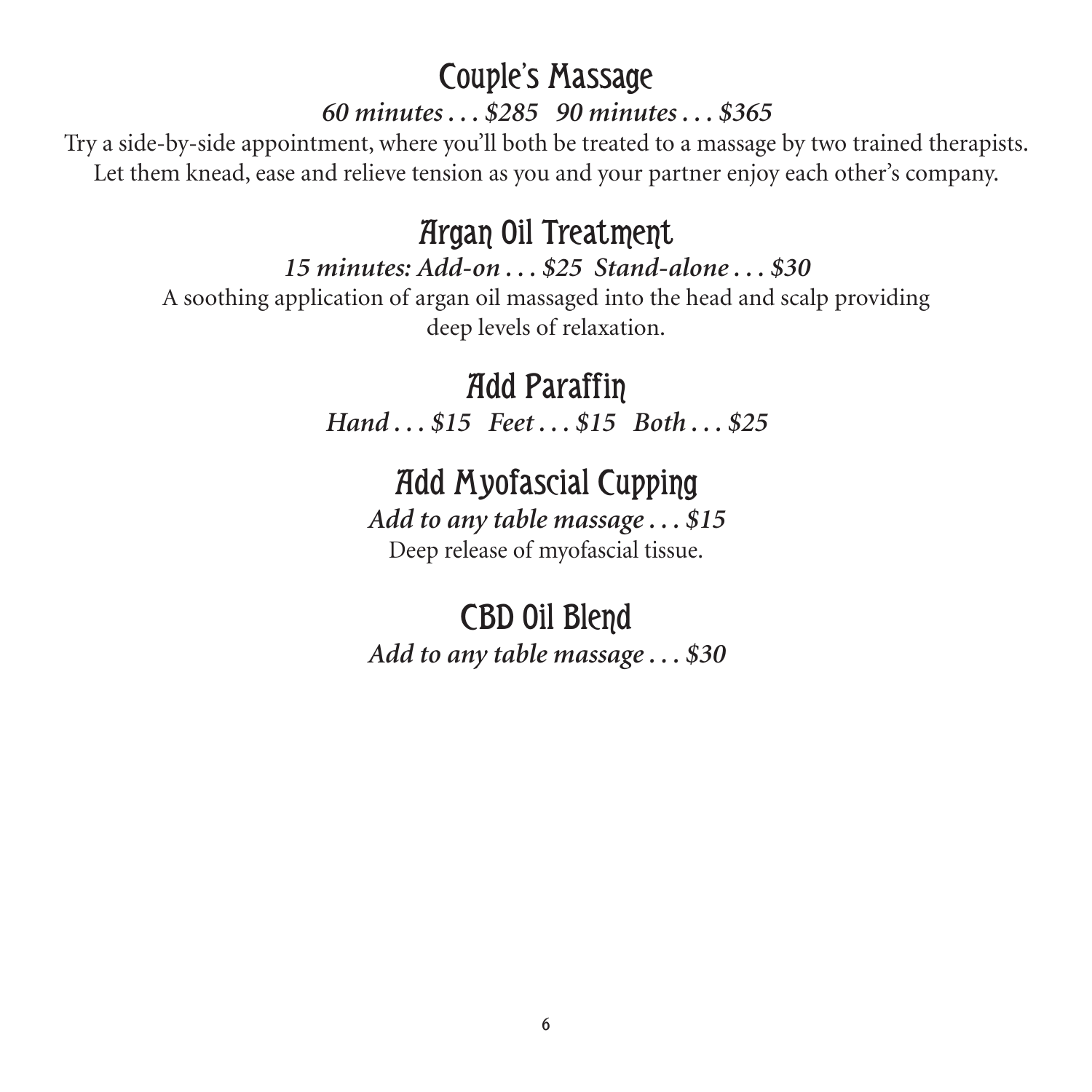## Couple's Massage

***60 minutes . . . $285   90 minutes . . . $365***

Try a side-by-side appointment, where you'll both be treated to a massage by two trained therapists. Let them knead, ease and relieve tension as you and your partner enjoy each other's company.

## Argan Oil Treatment

***15 minutes: Add-on . . . $25  Stand-alone . . . $30***

A soothing application of argan oil massaged into the head and scalp providing deep levels of relaxation.

## Add Paraffin

***Hand . . . $15   Feet . . . $15   Both . . . $25***

## Add Myofascial Cupping

***Add to any table massage . . . $15***

Deep release of myofascial tissue.

## CBD Oil Blend

***Add to any table massage . . . $30***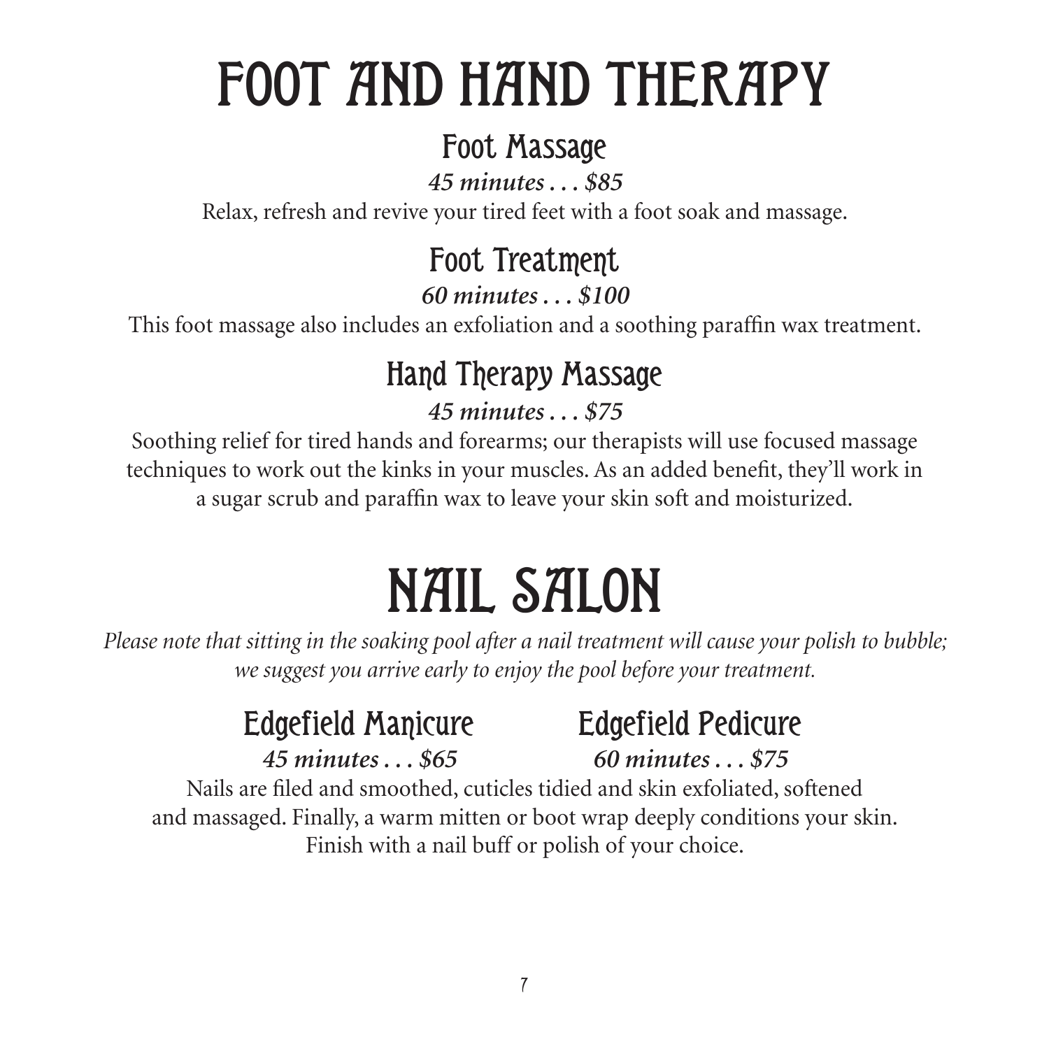# FOOT AND HAND THERAPY

## Foot Massage

***45 minutes . . . $85***

Relax, refresh and revive your tired feet with a foot soak and massage.

## Foot Treatment

***60 minutes . . . $100***

This foot massage also includes an exfoliation and a soothing paraffin wax treatment.

## Hand Therapy Massage

***45 minutes . . . $75***

Soothing relief for tired hands and forearms; our therapists will use focused massage techniques to work out the kinks in your muscles. As an added benefit, they'll work in a sugar scrub and paraffin wax to leave your skin soft and moisturized.

# NAIL SALON

*Please note that sitting in the soaking pool after a nail treatment will cause your polish to bubble; we suggest you arrive early to enjoy the pool before your treatment.*

## Edgefield Manicure

***45 minutes . . . $65***

## Edgefield Pedicure

***60 minutes . . . $75***

Nails are filed and smoothed, cuticles tidied and skin exfoliated, softened and massaged. Finally, a warm mitten or boot wrap deeply conditions your skin. Finish with a nail buff or polish of your choice.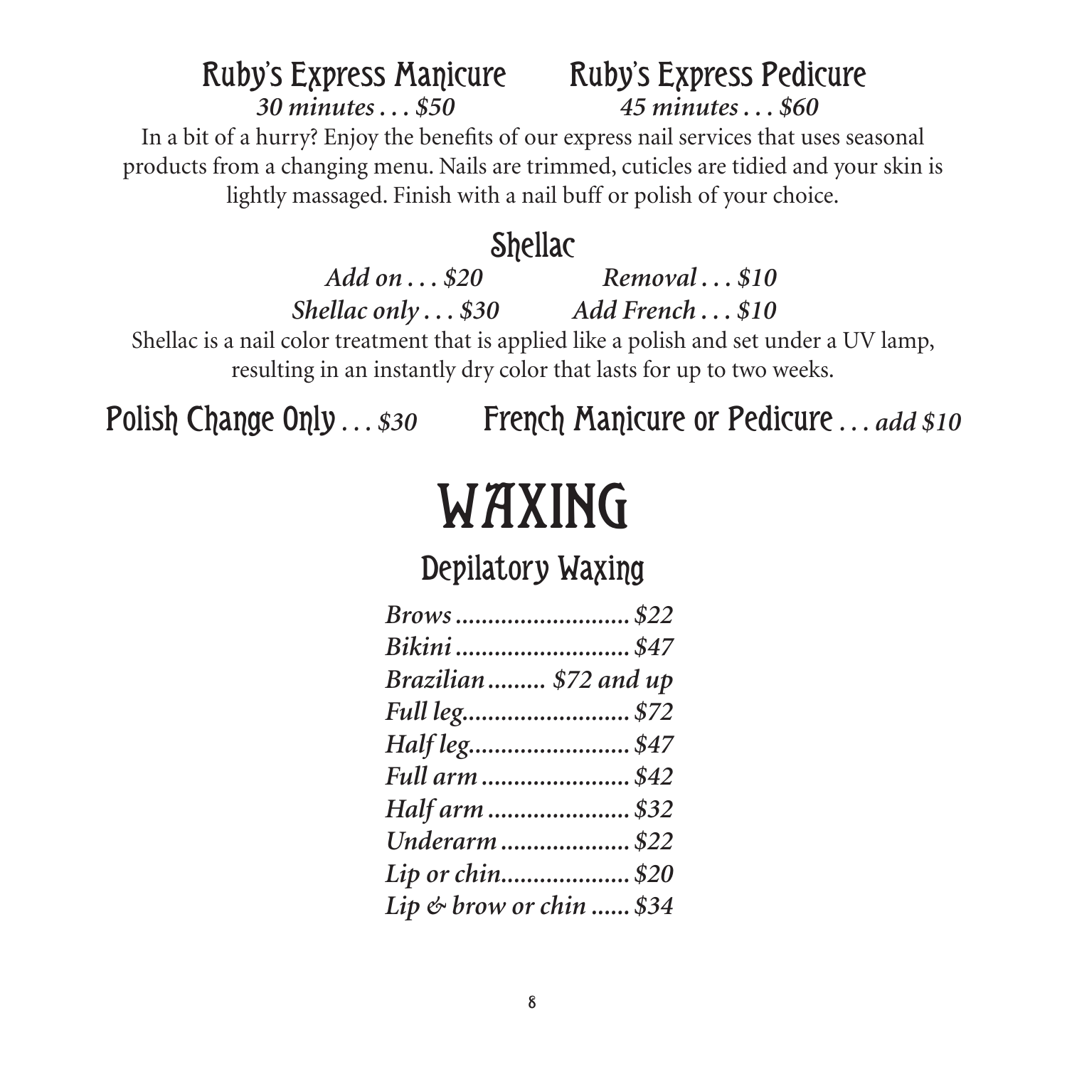### Ruby's Express Manicure

*30 minutes . . . $50*

### Ruby's Express Pedicure

*45 minutes . . . $60*

In a bit of a hurry? Enjoy the benefits of our express nail services that uses seasonal products from a changing menu. Nails are trimmed, cuticles are tidied and your skin is lightly massaged. Finish with a nail buff or polish of your choice.

### Shellac

*Add on . . . $20* *Removal . . . $10*

*Shellac only . . . $30* *Add French . . . $10*

Shellac is a nail color treatment that is applied like a polish and set under a UV lamp, resulting in an instantly dry color that lasts for up to two weeks.

### Polish Change Only . . . *$30*

### French Manicure or Pedicure . . . *add $10*

# WAXING

## Depilatory Waxing

*Brows .......................... $22*
*Bikini .......................... $47*
*Brazilian ......... $72 and up*
*Full leg.......................... $72*
*Half leg......................... $47*
*Full arm ....................... $42*
*Half arm ...................... $32*
*Underarm ..................... $22*
*Lip or chin.................... $20*
*Lip & brow or chin ...... $34*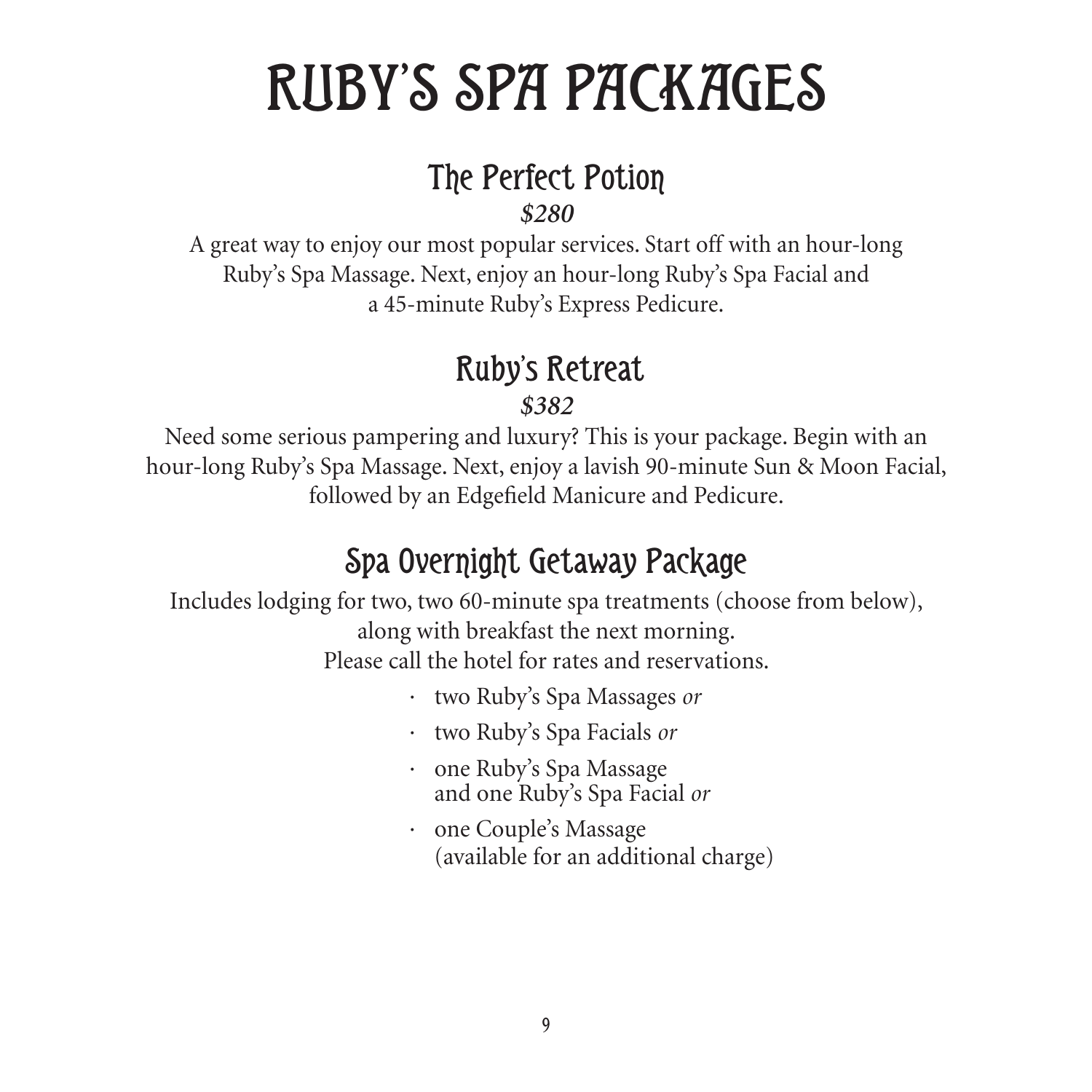# RUBY'S SPA PACKAGES

## The Perfect Potion

***$280***

A great way to enjoy our most popular services. Start off with an hour-long Ruby's Spa Massage. Next, enjoy an hour-long Ruby's Spa Facial and a 45-minute Ruby's Express Pedicure.

## Ruby's Retreat

***$382***

Need some serious pampering and luxury? This is your package. Begin with an hour-long Ruby's Spa Massage. Next, enjoy a lavish 90-minute Sun & Moon Facial, followed by an Edgefield Manicure and Pedicure.

## Spa Overnight Getaway Package

Includes lodging for two, two 60-minute spa treatments (choose from below), along with breakfast the next morning.
Please call the hotel for rates and reservations.

- two Ruby's Spa Massages *or*
- two Ruby's Spa Facials *or*
- one Ruby's Spa Massage and one Ruby's Spa Facial *or*
- one Couple's Massage (available for an additional charge)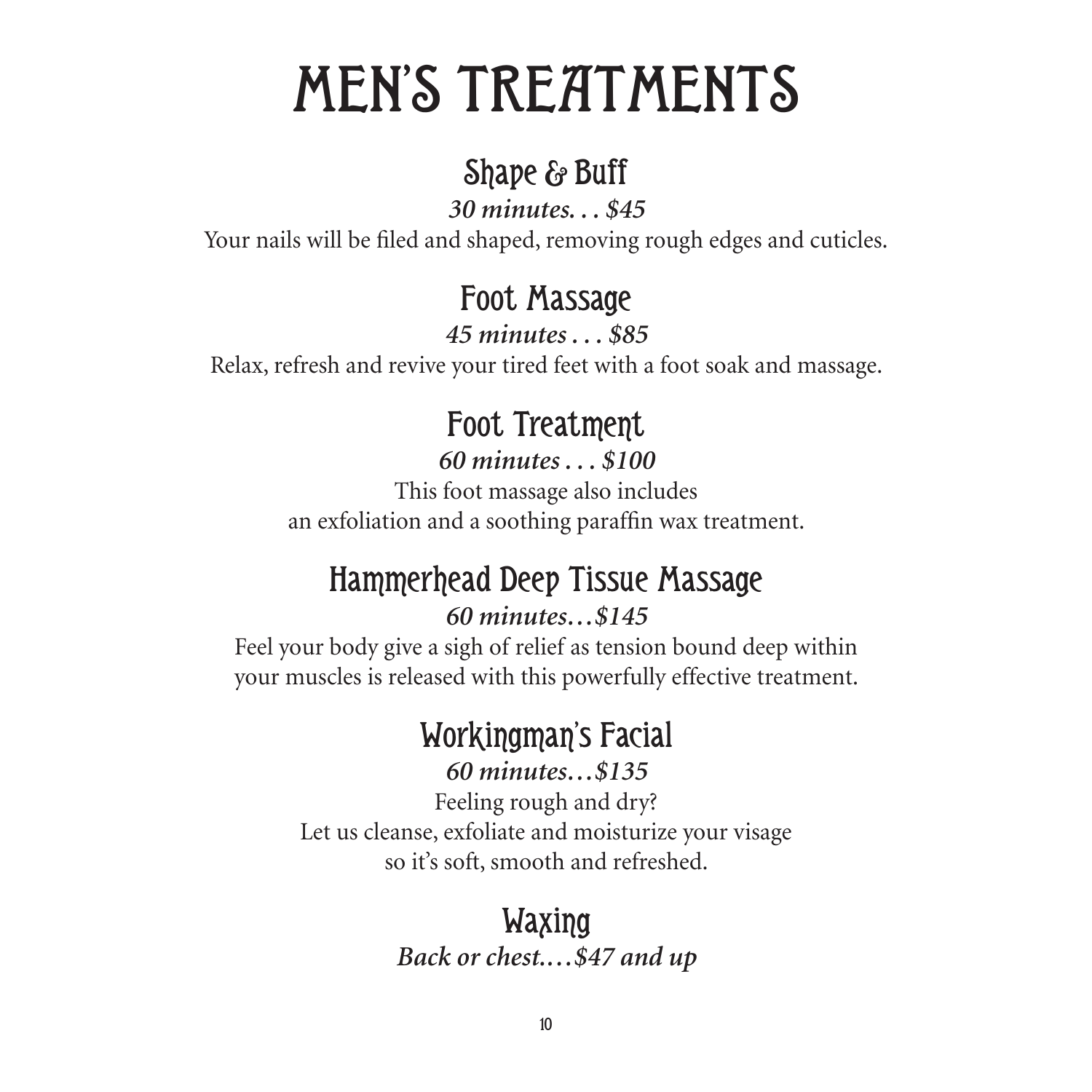# MEN'S TREATMENTS

## Shape & Buff

***30 minutes. . . $45***

Your nails will be filed and shaped, removing rough edges and cuticles.

## Foot Massage

***45 minutes . . . $85***

Relax, refresh and revive your tired feet with a foot soak and massage.

## Foot Treatment

***60 minutes . . . $100***

This foot massage also includes
an exfoliation and a soothing paraffin wax treatment.

## Hammerhead Deep Tissue Massage

***60 minutes…$145***

Feel your body give a sigh of relief as tension bound deep within
your muscles is released with this powerfully effective treatment.

## Workingman's Facial

***60 minutes…$135***

Feeling rough and dry?
Let us cleanse, exfoliate and moisturize your visage
so it's soft, smooth and refreshed.

## Waxing

***Back or chest.…$47 and up***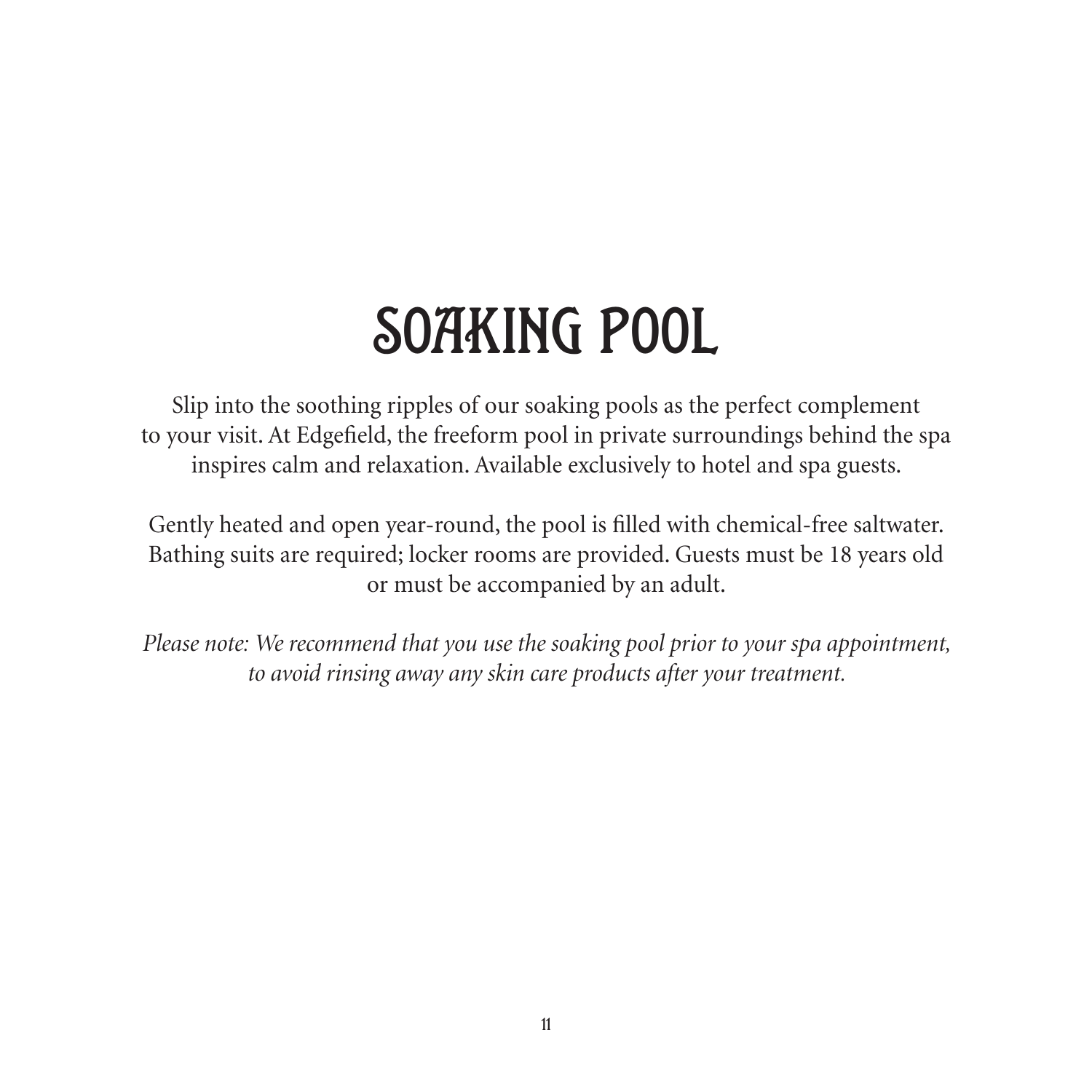# SOAKING POOL

Slip into the soothing ripples of our soaking pools as the perfect complement to your visit. At Edgefield, the freeform pool in private surroundings behind the spa inspires calm and relaxation. Available exclusively to hotel and spa guests.

Gently heated and open year-round, the pool is filled with chemical-free saltwater. Bathing suits are required; locker rooms are provided. Guests must be 18 years old or must be accompanied by an adult.

*Please note: We recommend that you use the soaking pool prior to your spa appointment, to avoid rinsing away any skin care products after your treatment.*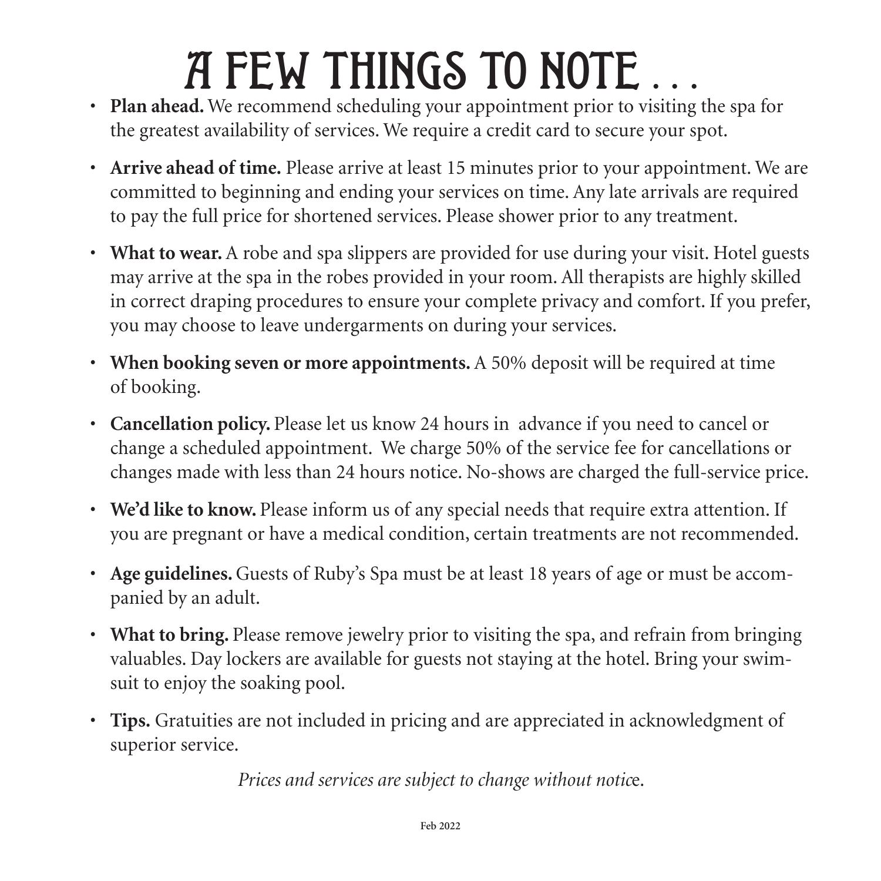# A FEW THINGS TO NOTE . . .

- **Plan ahead.** We recommend scheduling your appointment prior to visiting the spa for the greatest availability of services. We require a credit card to secure your spot.
- **Arrive ahead of time.** Please arrive at least 15 minutes prior to your appointment. We are committed to beginning and ending your services on time. Any late arrivals are required to pay the full price for shortened services. Please shower prior to any treatment.
- **What to wear.** A robe and spa slippers are provided for use during your visit. Hotel guests may arrive at the spa in the robes provided in your room. All therapists are highly skilled in correct draping procedures to ensure your complete privacy and comfort. If you prefer, you may choose to leave undergarments on during your services.
- **When booking seven or more appointments.** A 50% deposit will be required at time of booking.
- **Cancellation policy.** Please let us know 24 hours in advance if you need to cancel or change a scheduled appointment. We charge 50% of the service fee for cancellations or changes made with less than 24 hours notice. No-shows are charged the full-service price.
- **We'd like to know.** Please inform us of any special needs that require extra attention. If you are pregnant or have a medical condition, certain treatments are not recommended.
- **Age guidelines.** Guests of Ruby's Spa must be at least 18 years of age or must be accompanied by an adult.
- **What to bring.** Please remove jewelry prior to visiting the spa, and refrain from bringing valuables. Day lockers are available for guests not staying at the hotel. Bring your swimsuit to enjoy the soaking pool.
- **Tips.** Gratuities are not included in pricing and are appreciated in acknowledgment of superior service.

*Prices and services are subject to change without notice.*

Feb 2022